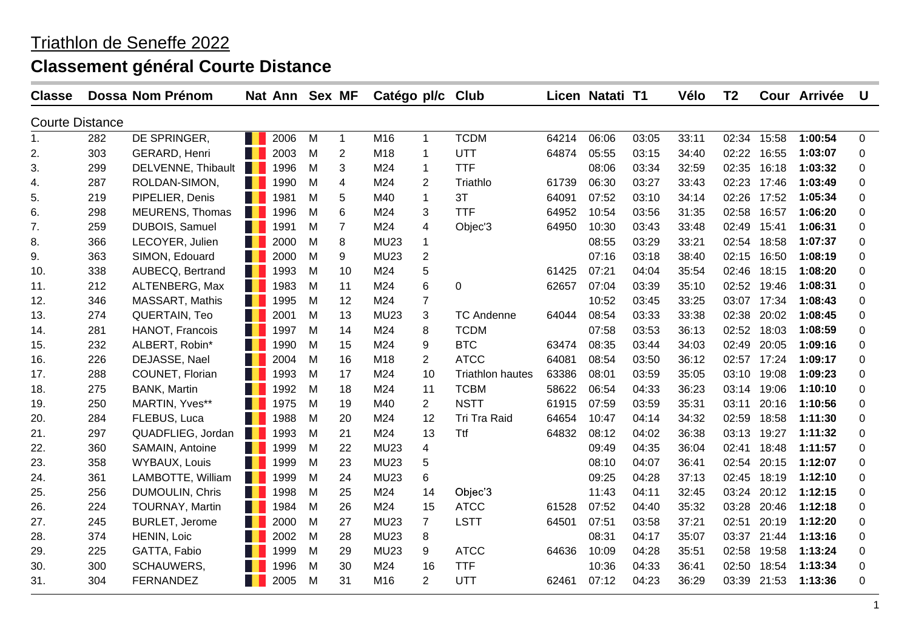# Triathlon de Seneffe 2022

## Classement général Courte Distance

| Classe | Dossa | Nom Prénom | Nat | Ann | Sex | MF | Catégo | pl/c | Club | Licen | Natati | T1 | Vélo | T2 | Cour | Arrivée | U |
|---|---|---|---|---|---|---|---|---|---|---|---|---|---|---|---|---|---|
| Courte Distance | | | | | | | | | | | | | | | | | |
| 1. | 282 | DE SPRINGER, | | 2006 | M | 1 | M16 | 1 | TCDM | 64214 | 06:06 | 03:05 | 33:11 | 02:34 | 15:58 | **1:00:54** | 0 |
| 2. | 303 | GERARD, Henri | | 2003 | M | 2 | M18 | 1 | UTT | 64874 | 05:55 | 03:15 | 34:40 | 02:22 | 16:55 | **1:03:07** | 0 |
| 3. | 299 | DELVENNE, Thibault | | 1996 | M | 3 | M24 | 1 | TTF | | 08:06 | 03:34 | 32:59 | 02:35 | 16:18 | **1:03:32** | 0 |
| 4. | 287 | ROLDAN-SIMON, | | 1990 | M | 4 | M24 | 2 | Triathlo | 61739 | 06:30 | 03:27 | 33:43 | 02:23 | 17:46 | **1:03:49** | 0 |
| 5. | 219 | PIPELIER, Denis | | 1981 | M | 5 | M40 | 1 | 3T | 64091 | 07:52 | 03:10 | 34:14 | 02:26 | 17:52 | **1:05:34** | 0 |
| 6. | 298 | MEURENS, Thomas | | 1996 | M | 6 | M24 | 3 | TTF | 64952 | 10:54 | 03:56 | 31:35 | 02:58 | 16:57 | **1:06:20** | 0 |
| 7. | 259 | DUBOIS, Samuel | | 1991 | M | 7 | M24 | 4 | Objec'3 | 64950 | 10:30 | 03:43 | 33:48 | 02:49 | 15:41 | **1:06:31** | 0 |
| 8. | 366 | LECOYER, Julien | | 2000 | M | 8 | MU23 | 1 | | | 08:55 | 03:29 | 33:21 | 02:54 | 18:58 | **1:07:37** | 0 |
| 9. | 363 | SIMON, Edouard | | 2000 | M | 9 | MU23 | 2 | | | 07:16 | 03:18 | 38:40 | 02:15 | 16:50 | **1:08:19** | 0 |
| 10. | 338 | AUBECQ, Bertrand | | 1993 | M | 10 | M24 | 5 | | 61425 | 07:21 | 04:04 | 35:54 | 02:46 | 18:15 | **1:08:20** | 0 |
| 11. | 212 | ALTENBERG, Max | | 1983 | M | 11 | M24 | 6 | 0 | 62657 | 07:04 | 03:39 | 35:10 | 02:52 | 19:46 | **1:08:31** | 0 |
| 12. | 346 | MASSART, Mathis | | 1995 | M | 12 | M24 | 7 | | | 10:52 | 03:45 | 33:25 | 03:07 | 17:34 | **1:08:43** | 0 |
| 13. | 274 | QUERTAIN, Teo | | 2001 | M | 13 | MU23 | 3 | TC Andenne | 64044 | 08:54 | 03:33 | 33:38 | 02:38 | 20:02 | **1:08:45** | 0 |
| 14. | 281 | HANOT, Francois | | 1997 | M | 14 | M24 | 8 | TCDM | | 07:58 | 03:53 | 36:13 | 02:52 | 18:03 | **1:08:59** | 0 |
| 15. | 232 | ALBERT, Robin* | | 1990 | M | 15 | M24 | 9 | BTC | 63474 | 08:35 | 03:44 | 34:03 | 02:49 | 20:05 | **1:09:16** | 0 |
| 16. | 226 | DEJASSE, Nael | | 2004 | M | 16 | M18 | 2 | ATCC | 64081 | 08:54 | 03:50 | 36:12 | 02:57 | 17:24 | **1:09:17** | 0 |
| 17. | 288 | COUNET, Florian | | 1993 | M | 17 | M24 | 10 | Triathlon hautes | 63386 | 08:01 | 03:59 | 35:05 | 03:10 | 19:08 | **1:09:23** | 0 |
| 18. | 275 | BANK, Martin | | 1992 | M | 18 | M24 | 11 | TCBM | 58622 | 06:54 | 04:33 | 36:23 | 03:14 | 19:06 | **1:10:10** | 0 |
| 19. | 250 | MARTIN, Yves** | | 1975 | M | 19 | M40 | 2 | NSTT | 61915 | 07:59 | 03:59 | 35:31 | 03:11 | 20:16 | **1:10:56** | 0 |
| 20. | 284 | FLEBUS, Luca | | 1988 | M | 20 | M24 | 12 | Tri Tra Raid | 64654 | 10:47 | 04:14 | 34:32 | 02:59 | 18:58 | **1:11:30** | 0 |
| 21. | 297 | QUADFLIEG, Jordan | | 1993 | M | 21 | M24 | 13 | Ttf | 64832 | 08:12 | 04:02 | 36:38 | 03:13 | 19:27 | **1:11:32** | 0 |
| 22. | 360 | SAMAIN, Antoine | | 1999 | M | 22 | MU23 | 4 | | | 09:49 | 04:35 | 36:04 | 02:41 | 18:48 | **1:11:57** | 0 |
| 23. | 358 | WYBAUX, Louis | | 1999 | M | 23 | MU23 | 5 | | | 08:10 | 04:07 | 36:41 | 02:54 | 20:15 | **1:12:07** | 0 |
| 24. | 361 | LAMBOTTE, William | | 1999 | M | 24 | MU23 | 6 | | | 09:25 | 04:28 | 37:13 | 02:45 | 18:19 | **1:12:10** | 0 |
| 25. | 256 | DUMOULIN, Chris | | 1998 | M | 25 | M24 | 14 | Objec'3 | | 11:43 | 04:11 | 32:45 | 03:24 | 20:12 | **1:12:15** | 0 |
| 26. | 224 | TOURNAY, Martin | | 1984 | M | 26 | M24 | 15 | ATCC | 61528 | 07:52 | 04:40 | 35:32 | 03:28 | 20:46 | **1:12:18** | 0 |
| 27. | 245 | BURLET, Jerome | | 2000 | M | 27 | MU23 | 7 | LSTT | 64501 | 07:51 | 03:58 | 37:21 | 02:51 | 20:19 | **1:12:20** | 0 |
| 28. | 374 | HENIN, Loic | | 2002 | M | 28 | MU23 | 8 | | | 08:31 | 04:17 | 35:07 | 03:37 | 21:44 | **1:13:16** | 0 |
| 29. | 225 | GATTA, Fabio | | 1999 | M | 29 | MU23 | 9 | ATCC | 64636 | 10:09 | 04:28 | 35:51 | 02:58 | 19:58 | **1:13:24** | 0 |
| 30. | 300 | SCHAUWERS, | | 1996 | M | 30 | M24 | 16 | TTF | | 10:36 | 04:33 | 36:41 | 02:50 | 18:54 | **1:13:34** | 0 |
| 31. | 304 | FERNANDEZ | | 2005 | M | 31 | M16 | 2 | UTT | 62461 | 07:12 | 04:23 | 36:29 | 03:39 | 21:53 | **1:13:36** | 0 |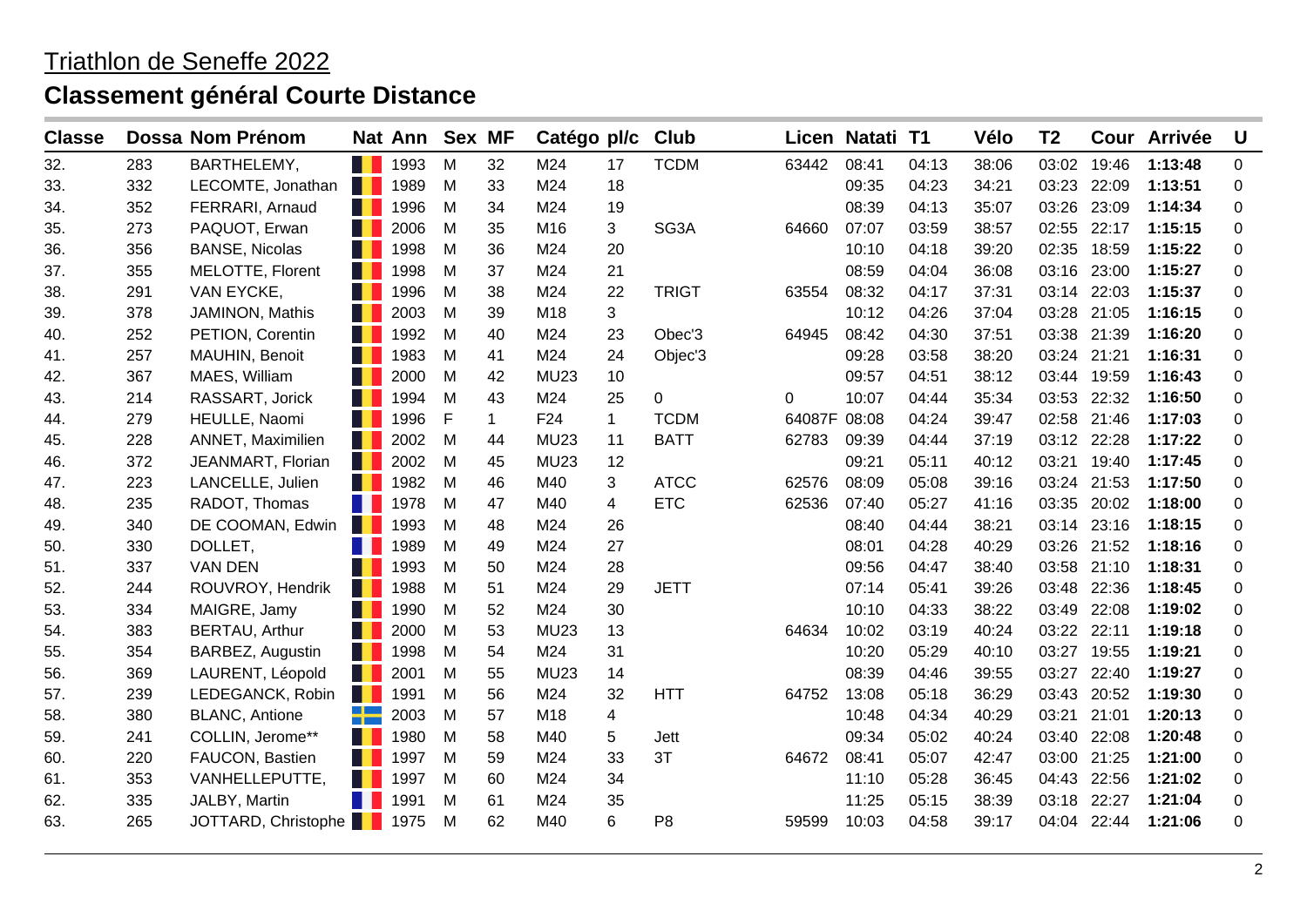# Triathlon de Seneffe 2022

## Classement général Courte Distance

| Classe | Dossa | Nom Prénom | Nat | Ann | Sex | MF | Catégo | pl/c | Club | Licen | Natati | T1 | Vélo | T2 | Cour | Arrivée | U |
|---|---|---|---|---|---|---|---|---|---|---|---|---|---|---|---|---|---|
| 32. | 283 | BARTHELEMY, | | 1993 | M | 32 | M24 | 17 | TCDM | 63442 | 08:41 | 04:13 | 38:06 | 03:02 | 19:46 | **1:13:48** | 0 |
| 33. | 332 | LECOMTE, Jonathan | | 1989 | M | 33 | M24 | 18 | | | 09:35 | 04:23 | 34:21 | 03:23 | 22:09 | **1:13:51** | 0 |
| 34. | 352 | FERRARI, Arnaud | | 1996 | M | 34 | M24 | 19 | | | 08:39 | 04:13 | 35:07 | 03:26 | 23:09 | **1:14:34** | 0 |
| 35. | 273 | PAQUOT, Erwan | | 2006 | M | 35 | M16 | 3 | SG3A | 64660 | 07:07 | 03:59 | 38:57 | 02:55 | 22:17 | **1:15:15** | 0 |
| 36. | 356 | BANSE, Nicolas | | 1998 | M | 36 | M24 | 20 | | | 10:10 | 04:18 | 39:20 | 02:35 | 18:59 | **1:15:22** | 0 |
| 37. | 355 | MELOTTE, Florent | | 1998 | M | 37 | M24 | 21 | | | 08:59 | 04:04 | 36:08 | 03:16 | 23:00 | **1:15:27** | 0 |
| 38. | 291 | VAN EYCKE, | | 1996 | M | 38 | M24 | 22 | TRIGT | 63554 | 08:32 | 04:17 | 37:31 | 03:14 | 22:03 | **1:15:37** | 0 |
| 39. | 378 | JAMINON, Mathis | | 2003 | M | 39 | M18 | 3 | | | 10:12 | 04:26 | 37:04 | 03:28 | 21:05 | **1:16:15** | 0 |
| 40. | 252 | PETION, Corentin | | 1992 | M | 40 | M24 | 23 | Obec'3 | 64945 | 08:42 | 04:30 | 37:51 | 03:38 | 21:39 | **1:16:20** | 0 |
| 41. | 257 | MAUHIN, Benoit | | 1983 | M | 41 | M24 | 24 | Objec'3 | | 09:28 | 03:58 | 38:20 | 03:24 | 21:21 | **1:16:31** | 0 |
| 42. | 367 | MAES, William | | 2000 | M | 42 | MU23 | 10 | | | 09:57 | 04:51 | 38:12 | 03:44 | 19:59 | **1:16:43** | 0 |
| 43. | 214 | RASSART, Jorick | | 1994 | M | 43 | M24 | 25 | 0 | 0 | 10:07 | 04:44 | 35:34 | 03:53 | 22:32 | **1:16:50** | 0 |
| 44. | 279 | HEULLE, Naomi | | 1996 | F | 1 | F24 | 1 | TCDM | 64087F | 08:08 | 04:24 | 39:47 | 02:58 | 21:46 | **1:17:03** | 0 |
| 45. | 228 | ANNET, Maximilien | | 2002 | M | 44 | MU23 | 11 | BATT | 62783 | 09:39 | 04:44 | 37:19 | 03:12 | 22:28 | **1:17:22** | 0 |
| 46. | 372 | JEANMART, Florian | | 2002 | M | 45 | MU23 | 12 | | | 09:21 | 05:11 | 40:12 | 03:21 | 19:40 | **1:17:45** | 0 |
| 47. | 223 | LANCELLE, Julien | | 1982 | M | 46 | M40 | 3 | ATCC | 62576 | 08:09 | 05:08 | 39:16 | 03:24 | 21:53 | **1:17:50** | 0 |
| 48. | 235 | RADOT, Thomas | | 1978 | M | 47 | M40 | 4 | ETC | 62536 | 07:40 | 05:27 | 41:16 | 03:35 | 20:02 | **1:18:00** | 0 |
| 49. | 340 | DE COOMAN, Edwin | | 1993 | M | 48 | M24 | 26 | | | 08:40 | 04:44 | 38:21 | 03:14 | 23:16 | **1:18:15** | 0 |
| 50. | 330 | DOLLET, | | 1989 | M | 49 | M24 | 27 | | | 08:01 | 04:28 | 40:29 | 03:26 | 21:52 | **1:18:16** | 0 |
| 51. | 337 | VAN DEN | | 1993 | M | 50 | M24 | 28 | | | 09:56 | 04:47 | 38:40 | 03:58 | 21:10 | **1:18:31** | 0 |
| 52. | 244 | ROUVROY, Hendrik | | 1988 | M | 51 | M24 | 29 | JETT | | 07:14 | 05:41 | 39:26 | 03:48 | 22:36 | **1:18:45** | 0 |
| 53. | 334 | MAIGRE, Jamy | | 1990 | M | 52 | M24 | 30 | | | 10:10 | 04:33 | 38:22 | 03:49 | 22:08 | **1:19:02** | 0 |
| 54. | 383 | BERTAU, Arthur | | 2000 | M | 53 | MU23 | 13 | | 64634 | 10:02 | 03:19 | 40:24 | 03:22 | 22:11 | **1:19:18** | 0 |
| 55. | 354 | BARBEZ, Augustin | | 1998 | M | 54 | M24 | 31 | | | 10:20 | 05:29 | 40:10 | 03:27 | 19:55 | **1:19:21** | 0 |
| 56. | 369 | LAURENT, Léopold | | 2001 | M | 55 | MU23 | 14 | | | 08:39 | 04:46 | 39:55 | 03:27 | 22:40 | **1:19:27** | 0 |
| 57. | 239 | LEDEGANCK, Robin | | 1991 | M | 56 | M24 | 32 | HTT | 64752 | 13:08 | 05:18 | 36:29 | 03:43 | 20:52 | **1:19:30** | 0 |
| 58. | 380 | BLANC, Antione | | 2003 | M | 57 | M18 | 4 | | | 10:48 | 04:34 | 40:29 | 03:21 | 21:01 | **1:20:13** | 0 |
| 59. | 241 | COLLIN, Jerome** | | 1980 | M | 58 | M40 | 5 | Jett | | 09:34 | 05:02 | 40:24 | 03:40 | 22:08 | **1:20:48** | 0 |
| 60. | 220 | FAUCON, Bastien | | 1997 | M | 59 | M24 | 33 | 3T | 64672 | 08:41 | 05:07 | 42:47 | 03:00 | 21:25 | **1:21:00** | 0 |
| 61. | 353 | VANHELLEPUTTE, | | 1997 | M | 60 | M24 | 34 | | | 11:10 | 05:28 | 36:45 | 04:43 | 22:56 | **1:21:02** | 0 |
| 62. | 335 | JALBY, Martin | | 1991 | M | 61 | M24 | 35 | | | 11:25 | 05:15 | 38:39 | 03:18 | 22:27 | **1:21:04** | 0 |
| 63. | 265 | JOTTARD, Christophe | | 1975 | M | 62 | M40 | 6 | P8 | 59599 | 10:03 | 04:58 | 39:17 | 04:04 | 22:44 | **1:21:06** | 0 |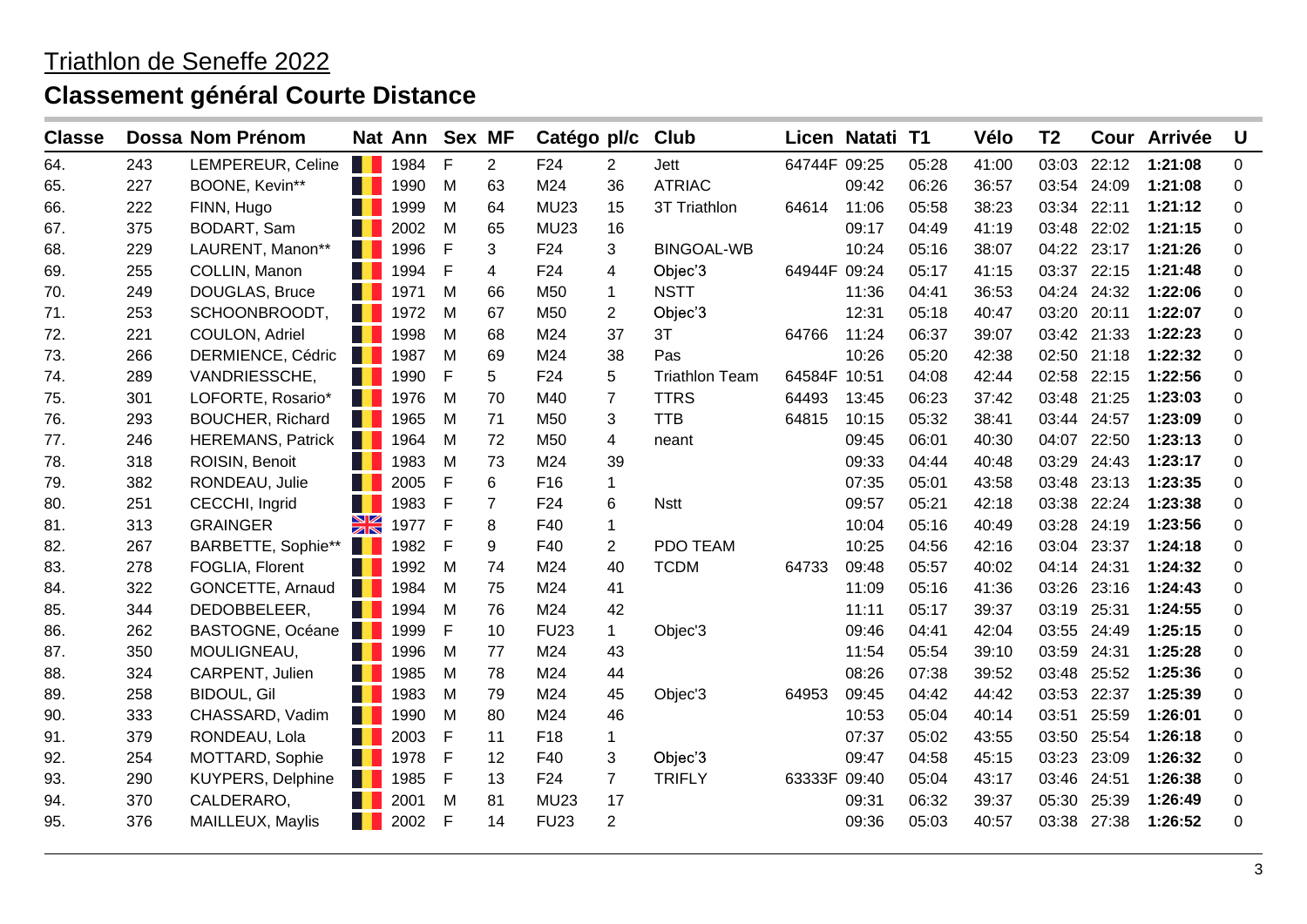Triathlon de Seneffe 2022

## Classement général Courte Distance

| Classe | Dossa | Nom Prénom | Nat | Ann | Sex | MF | Catégo | pl/c | Club | Licen | Natati | T1 | Vélo | T2 | Cour | Arrivée | U |
|---|---|---|---|---|---|---|---|---|---|---|---|---|---|---|---|---|---|
| 64. | 243 | LEMPEREUR, Celine | | 1984 | F | 2 | F24 | 2 | Jett | 64744F | 09:25 | 05:28 | 41:00 | 03:03 | 22:12 | **1:21:08** | 0 |
| 65. | 227 | BOONE, Kevin** | | 1990 | M | 63 | M24 | 36 | ATRIAC | | 09:42 | 06:26 | 36:57 | 03:54 | 24:09 | **1:21:08** | 0 |
| 66. | 222 | FINN, Hugo | | 1999 | M | 64 | MU23 | 15 | 3T Triathlon | 64614 | 11:06 | 05:58 | 38:23 | 03:34 | 22:11 | **1:21:12** | 0 |
| 67. | 375 | BODART, Sam | | 2002 | M | 65 | MU23 | 16 | | | 09:17 | 04:49 | 41:19 | 03:48 | 22:02 | **1:21:15** | 0 |
| 68. | 229 | LAURENT, Manon** | | 1996 | F | 3 | F24 | 3 | BINGOAL-WB | | 10:24 | 05:16 | 38:07 | 04:22 | 23:17 | **1:21:26** | 0 |
| 69. | 255 | COLLIN, Manon | | 1994 | F | 4 | F24 | 4 | Objec'3 | 64944F | 09:24 | 05:17 | 41:15 | 03:37 | 22:15 | **1:21:48** | 0 |
| 70. | 249 | DOUGLAS, Bruce | | 1971 | M | 66 | M50 | 1 | NSTT | | 11:36 | 04:41 | 36:53 | 04:24 | 24:32 | **1:22:06** | 0 |
| 71. | 253 | SCHOONBROODT, | | 1972 | M | 67 | M50 | 2 | Objec'3 | | 12:31 | 05:18 | 40:47 | 03:20 | 20:11 | **1:22:07** | 0 |
| 72. | 221 | COULON, Adriel | | 1998 | M | 68 | M24 | 37 | 3T | 64766 | 11:24 | 06:37 | 39:07 | 03:42 | 21:33 | **1:22:23** | 0 |
| 73. | 266 | DERMIENCE, Cédric | | 1987 | M | 69 | M24 | 38 | Pas | | 10:26 | 05:20 | 42:38 | 02:50 | 21:18 | **1:22:32** | 0 |
| 74. | 289 | VANDRIESSCHE, | | 1990 | F | 5 | F24 | 5 | Triathlon Team | 64584F | 10:51 | 04:08 | 42:44 | 02:58 | 22:15 | **1:22:56** | 0 |
| 75. | 301 | LOFORTE, Rosario* | | 1976 | M | 70 | M40 | 7 | TTRS | 64493 | 13:45 | 06:23 | 37:42 | 03:48 | 21:25 | **1:23:03** | 0 |
| 76. | 293 | BOUCHER, Richard | | 1965 | M | 71 | M50 | 3 | TTB | 64815 | 10:15 | 05:32 | 38:41 | 03:44 | 24:57 | **1:23:09** | 0 |
| 77. | 246 | HEREMANS, Patrick | | 1964 | M | 72 | M50 | 4 | neant | | 09:45 | 06:01 | 40:30 | 04:07 | 22:50 | **1:23:13** | 0 |
| 78. | 318 | ROISIN, Benoit | | 1983 | M | 73 | M24 | 39 | | | 09:33 | 04:44 | 40:48 | 03:29 | 24:43 | **1:23:17** | 0 |
| 79. | 382 | RONDEAU, Julie | | 2005 | F | 6 | F16 | 1 | | | 07:35 | 05:01 | 43:58 | 03:48 | 23:13 | **1:23:35** | 0 |
| 80. | 251 | CECCHI, Ingrid | | 1983 | F | 7 | F24 | 6 | Nstt | | 09:57 | 05:21 | 42:18 | 03:38 | 22:24 | **1:23:38** | 0 |
| 81. | 313 | GRAINGER | | 1977 | F | 8 | F40 | 1 | | | 10:04 | 05:16 | 40:49 | 03:28 | 24:19 | **1:23:56** | 0 |
| 82. | 267 | BARBETTE, Sophie** | | 1982 | F | 9 | F40 | 2 | PDO TEAM | | 10:25 | 04:56 | 42:16 | 03:04 | 23:37 | **1:24:18** | 0 |
| 83. | 278 | FOGLIA, Florent | | 1992 | M | 74 | M24 | 40 | TCDM | 64733 | 09:48 | 05:57 | 40:02 | 04:14 | 24:31 | **1:24:32** | 0 |
| 84. | 322 | GONCETTE, Arnaud | | 1984 | M | 75 | M24 | 41 | | | 11:09 | 05:16 | 41:36 | 03:26 | 23:16 | **1:24:43** | 0 |
| 85. | 344 | DEDOBBELEER, | | 1994 | M | 76 | M24 | 42 | | | 11:11 | 05:17 | 39:37 | 03:19 | 25:31 | **1:24:55** | 0 |
| 86. | 262 | BASTOGNE, Océane | | 1999 | F | 10 | FU23 | 1 | Objec'3 | | 09:46 | 04:41 | 42:04 | 03:55 | 24:49 | **1:25:15** | 0 |
| 87. | 350 | MOULIGNEAU, | | 1996 | M | 77 | M24 | 43 | | | 11:54 | 05:54 | 39:10 | 03:59 | 24:31 | **1:25:28** | 0 |
| 88. | 324 | CARPENT, Julien | | 1985 | M | 78 | M24 | 44 | | | 08:26 | 07:38 | 39:52 | 03:48 | 25:52 | **1:25:36** | 0 |
| 89. | 258 | BIDOUL, Gil | | 1983 | M | 79 | M24 | 45 | Objec'3 | 64953 | 09:45 | 04:42 | 44:42 | 03:53 | 22:37 | **1:25:39** | 0 |
| 90. | 333 | CHASSARD, Vadim | | 1990 | M | 80 | M24 | 46 | | | 10:53 | 05:04 | 40:14 | 03:51 | 25:59 | **1:26:01** | 0 |
| 91. | 379 | RONDEAU, Lola | | 2003 | F | 11 | F18 | 1 | | | 07:37 | 05:02 | 43:55 | 03:50 | 25:54 | **1:26:18** | 0 |
| 92. | 254 | MOTTARD, Sophie | | 1978 | F | 12 | F40 | 3 | Objec'3 | | 09:47 | 04:58 | 45:15 | 03:23 | 23:09 | **1:26:32** | 0 |
| 93. | 290 | KUYPERS, Delphine | | 1985 | F | 13 | F24 | 7 | TRIFLY | 63333F | 09:40 | 05:04 | 43:17 | 03:46 | 24:51 | **1:26:38** | 0 |
| 94. | 370 | CALDERARO, | | 2001 | M | 81 | MU23 | 17 | | | 09:31 | 06:32 | 39:37 | 05:30 | 25:39 | **1:26:49** | 0 |
| 95. | 376 | MAILLEUX, Maylis | | 2002 | F | 14 | FU23 | 2 | | | 09:36 | 05:03 | 40:57 | 03:38 | 27:38 | **1:26:52** | 0 |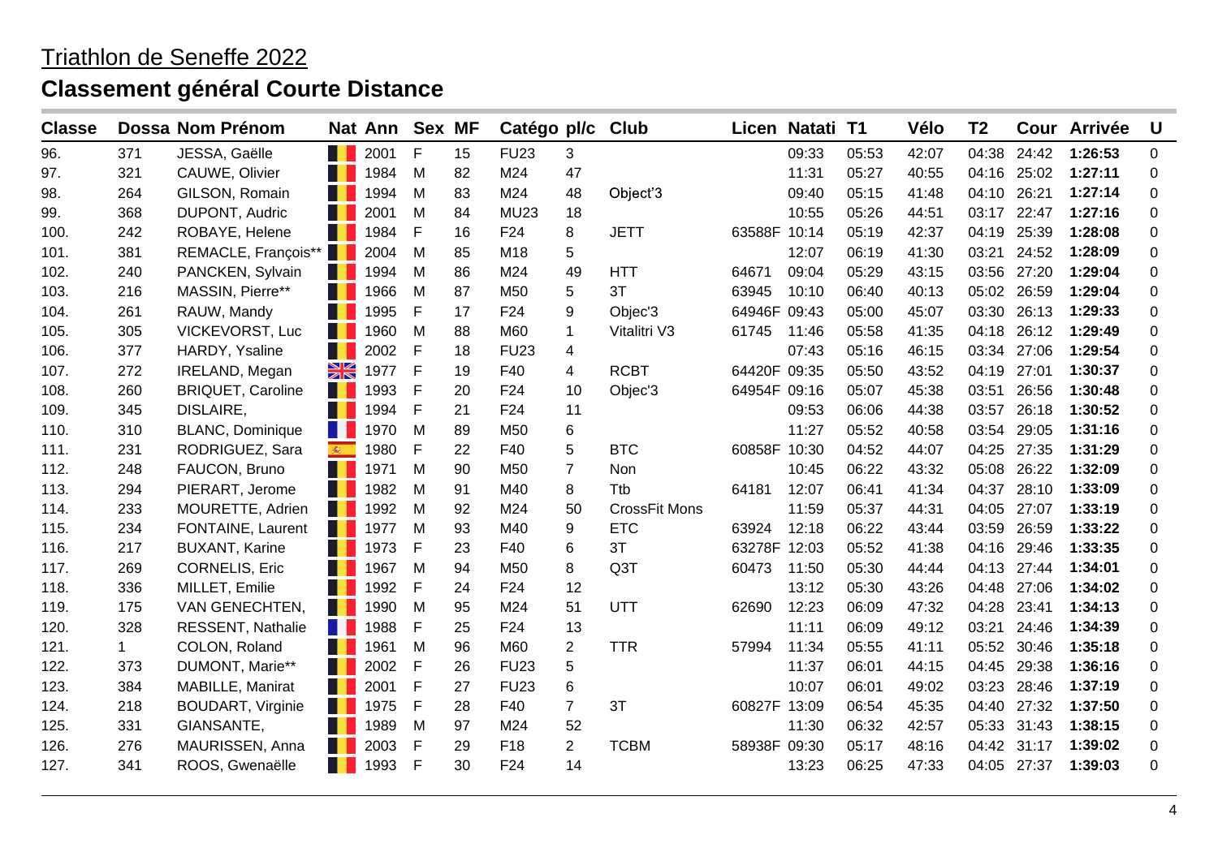Triathlon de Seneffe 2022

## Classement général Courte Distance

| Classe | Dossa | Nom Prénom | Nat | Ann | Sex | MF | Catégo | pl/c | Club | Licen | Natati | T1 | Vélo | T2 | Cour | Arrivée | U |
|---|---|---|---|---|---|---|---|---|---|---|---|---|---|---|---|---|---|
| 96. | 371 | JESSA, Gaëlle | | 2001 | F | 15 | FU23 | 3 | | | 09:33 | 05:53 | 42:07 | 04:38 | 24:42 | **1:26:53** | 0 |
| 97. | 321 | CAUWE, Olivier | | 1984 | M | 82 | M24 | 47 | | | 11:31 | 05:27 | 40:55 | 04:16 | 25:02 | **1:27:11** | 0 |
| 98. | 264 | GILSON, Romain | | 1994 | M | 83 | M24 | 48 | Object'3 | | 09:40 | 05:15 | 41:48 | 04:10 | 26:21 | **1:27:14** | 0 |
| 99. | 368 | DUPONT, Audric | | 2001 | M | 84 | MU23 | 18 | | | 10:55 | 05:26 | 44:51 | 03:17 | 22:47 | **1:27:16** | 0 |
| 100. | 242 | ROBAYE, Helene | | 1984 | F | 16 | F24 | 8 | JETT | 63588F | 10:14 | 05:19 | 42:37 | 04:19 | 25:39 | **1:28:08** | 0 |
| 101. | 381 | REMACLE, François** | | 2004 | M | 85 | M18 | 5 | | | 12:07 | 06:19 | 41:30 | 03:21 | 24:52 | **1:28:09** | 0 |
| 102. | 240 | PANCKEN, Sylvain | | 1994 | M | 86 | M24 | 49 | HTT | 64671 | 09:04 | 05:29 | 43:15 | 03:56 | 27:20 | **1:29:04** | 0 |
| 103. | 216 | MASSIN, Pierre** | | 1966 | M | 87 | M50 | 5 | 3T | 63945 | 10:10 | 06:40 | 40:13 | 05:02 | 26:59 | **1:29:04** | 0 |
| 104. | 261 | RAUW, Mandy | | 1995 | F | 17 | F24 | 9 | Objec'3 | 64946F | 09:43 | 05:00 | 45:07 | 03:30 | 26:13 | **1:29:33** | 0 |
| 105. | 305 | VICKEVORST, Luc | | 1960 | M | 88 | M60 | 1 | Vitalitri V3 | 61745 | 11:46 | 05:58 | 41:35 | 04:18 | 26:12 | **1:29:49** | 0 |
| 106. | 377 | HARDY, Ysaline | | 2002 | F | 18 | FU23 | 4 | | | 07:43 | 05:16 | 46:15 | 03:34 | 27:06 | **1:29:54** | 0 |
| 107. | 272 | IRELAND, Megan | | 1977 | F | 19 | F40 | 4 | RCBT | 64420F | 09:35 | 05:50 | 43:52 | 04:19 | 27:01 | **1:30:37** | 0 |
| 108. | 260 | BRIQUET, Caroline | | 1993 | F | 20 | F24 | 10 | Objec'3 | 64954F | 09:16 | 05:07 | 45:38 | 03:51 | 26:56 | **1:30:48** | 0 |
| 109. | 345 | DISLAIRE, | | 1994 | F | 21 | F24 | 11 | | | 09:53 | 06:06 | 44:38 | 03:57 | 26:18 | **1:30:52** | 0 |
| 110. | 310 | BLANC, Dominique | | 1970 | M | 89 | M50 | 6 | | | 11:27 | 05:52 | 40:58 | 03:54 | 29:05 | **1:31:16** | 0 |
| 111. | 231 | RODRIGUEZ, Sara | | 1980 | F | 22 | F40 | 5 | BTC | 60858F | 10:30 | 04:52 | 44:07 | 04:25 | 27:35 | **1:31:29** | 0 |
| 112. | 248 | FAUCON, Bruno | | 1971 | M | 90 | M50 | 7 | Non | | 10:45 | 06:22 | 43:32 | 05:08 | 26:22 | **1:32:09** | 0 |
| 113. | 294 | PIERART, Jerome | | 1982 | M | 91 | M40 | 8 | Ttb | 64181 | 12:07 | 06:41 | 41:34 | 04:37 | 28:10 | **1:33:09** | 0 |
| 114. | 233 | MOURETTE, Adrien | | 1992 | M | 92 | M24 | 50 | CrossFit Mons | | 11:59 | 05:37 | 44:31 | 04:05 | 27:07 | **1:33:19** | 0 |
| 115. | 234 | FONTAINE, Laurent | | 1977 | M | 93 | M40 | 9 | ETC | 63924 | 12:18 | 06:22 | 43:44 | 03:59 | 26:59 | **1:33:22** | 0 |
| 116. | 217 | BUXANT, Karine | | 1973 | F | 23 | F40 | 6 | 3T | 63278F | 12:03 | 05:52 | 41:38 | 04:16 | 29:46 | **1:33:35** | 0 |
| 117. | 269 | CORNELIS, Eric | | 1967 | M | 94 | M50 | 8 | Q3T | 60473 | 11:50 | 05:30 | 44:44 | 04:13 | 27:44 | **1:34:01** | 0 |
| 118. | 336 | MILLET, Emilie | | 1992 | F | 24 | F24 | 12 | | | 13:12 | 05:30 | 43:26 | 04:48 | 27:06 | **1:34:02** | 0 |
| 119. | 175 | VAN GENECHTEN, | | 1990 | M | 95 | M24 | 51 | UTT | 62690 | 12:23 | 06:09 | 47:32 | 04:28 | 23:41 | **1:34:13** | 0 |
| 120. | 328 | RESSENT, Nathalie | | 1988 | F | 25 | F24 | 13 | | | 11:11 | 06:09 | 49:12 | 03:21 | 24:46 | **1:34:39** | 0 |
| 121. | 1 | COLON, Roland | | 1961 | M | 96 | M60 | 2 | TTR | 57994 | 11:34 | 05:55 | 41:11 | 05:52 | 30:46 | **1:35:18** | 0 |
| 122. | 373 | DUMONT, Marie** | | 2002 | F | 26 | FU23 | 5 | | | 11:37 | 06:01 | 44:15 | 04:45 | 29:38 | **1:36:16** | 0 |
| 123. | 384 | MABILLE, Manirat | | 2001 | F | 27 | FU23 | 6 | | | 10:07 | 06:01 | 49:02 | 03:23 | 28:46 | **1:37:19** | 0 |
| 124. | 218 | BOUDART, Virginie | | 1975 | F | 28 | F40 | 7 | 3T | 60827F | 13:09 | 06:54 | 45:35 | 04:40 | 27:32 | **1:37:50** | 0 |
| 125. | 331 | GIANSANTE, | | 1989 | M | 97 | M24 | 52 | | | 11:30 | 06:32 | 42:57 | 05:33 | 31:43 | **1:38:15** | 0 |
| 126. | 276 | MAURISSEN, Anna | | 2003 | F | 29 | F18 | 2 | TCBM | 58938F | 09:30 | 05:17 | 48:16 | 04:42 | 31:17 | **1:39:02** | 0 |
| 127. | 341 | ROOS, Gwenaëlle | | 1993 | F | 30 | F24 | 14 | | | 13:23 | 06:25 | 47:33 | 04:05 | 27:37 | **1:39:03** | 0 |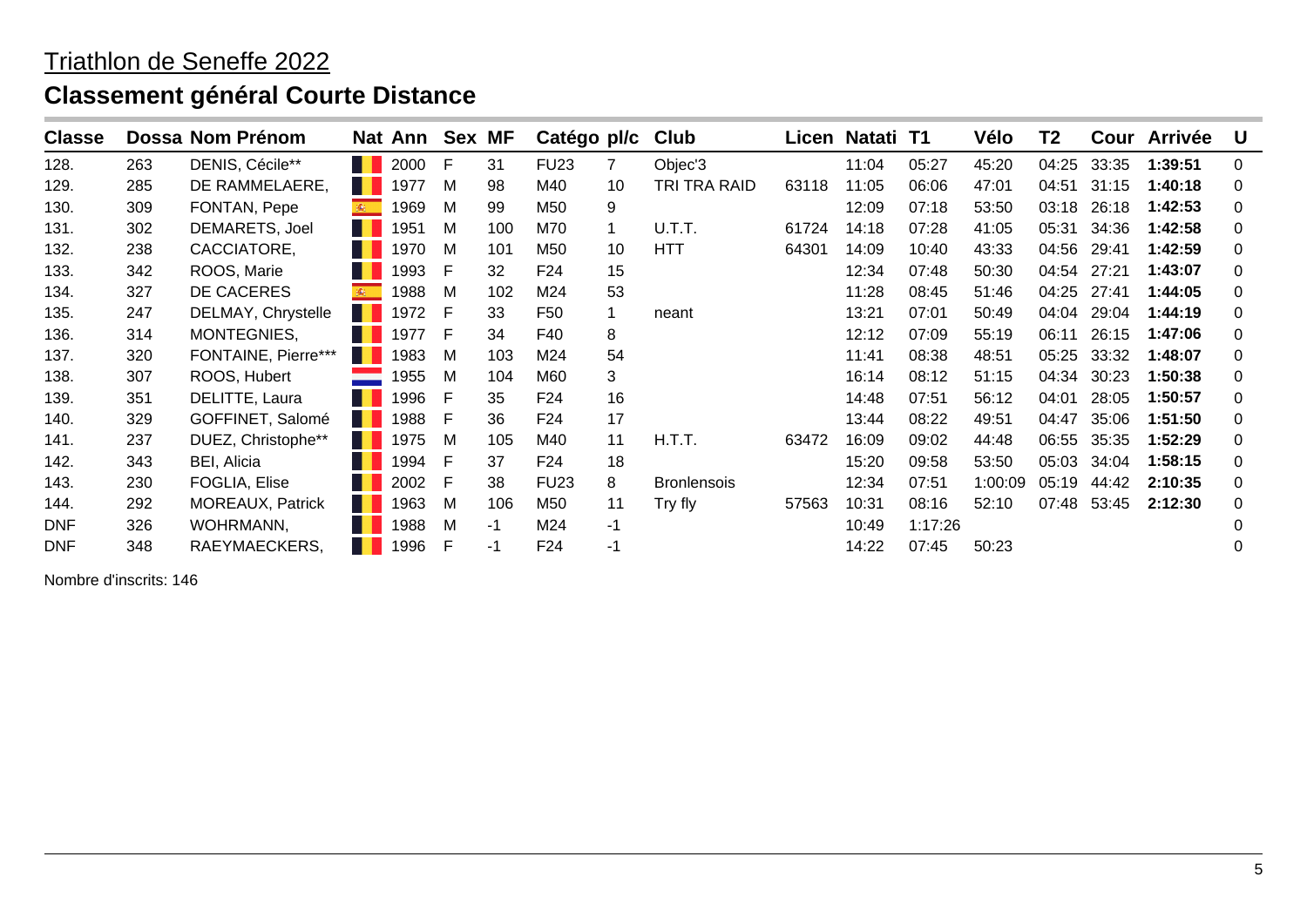# Triathlon de Seneffe 2022

## Classement général Courte Distance

| Classe | Dossa | Nom Prénom | Nat | Ann | Sex | MF | Catégo | pl/c | Club | Licen | Natati | T1 | Vélo | T2 | Cour | Arrivée | U |
|---|---|---|---|---|---|---|---|---|---|---|---|---|---|---|---|---|---|
| 128. | 263 | DENIS, Cécile** | | 2000 | F | 31 | FU23 | 7 | Objec'3 | | 11:04 | 05:27 | 45:20 | 04:25 | 33:35 | **1:39:51** | 0 |
| 129. | 285 | DE RAMMELAERE, | | 1977 | M | 98 | M40 | 10 | TRI TRA RAID | 63118 | 11:05 | 06:06 | 47:01 | 04:51 | 31:15 | **1:40:18** | 0 |
| 130. | 309 | FONTAN, Pepe | | 1969 | M | 99 | M50 | 9 | | | 12:09 | 07:18 | 53:50 | 03:18 | 26:18 | **1:42:53** | 0 |
| 131. | 302 | DEMARETS, Joel | | 1951 | M | 100 | M70 | 1 | U.T.T. | 61724 | 14:18 | 07:28 | 41:05 | 05:31 | 34:36 | **1:42:58** | 0 |
| 132. | 238 | CACCIATORE, | | 1970 | M | 101 | M50 | 10 | HTT | 64301 | 14:09 | 10:40 | 43:33 | 04:56 | 29:41 | **1:42:59** | 0 |
| 133. | 342 | ROOS, Marie | | 1993 | F | 32 | F24 | 15 | | | 12:34 | 07:48 | 50:30 | 04:54 | 27:21 | **1:43:07** | 0 |
| 134. | 327 | DE CACERES | | 1988 | M | 102 | M24 | 53 | | | 11:28 | 08:45 | 51:46 | 04:25 | 27:41 | **1:44:05** | 0 |
| 135. | 247 | DELMAY, Chrystelle | | 1972 | F | 33 | F50 | 1 | neant | | 13:21 | 07:01 | 50:49 | 04:04 | 29:04 | **1:44:19** | 0 |
| 136. | 314 | MONTEGNIES, | | 1977 | F | 34 | F40 | 8 | | | 12:12 | 07:09 | 55:19 | 06:11 | 26:15 | **1:47:06** | 0 |
| 137. | 320 | FONTAINE, Pierre*** | | 1983 | M | 103 | M24 | 54 | | | 11:41 | 08:38 | 48:51 | 05:25 | 33:32 | **1:48:07** | 0 |
| 138. | 307 | ROOS, Hubert | | 1955 | M | 104 | M60 | 3 | | | 16:14 | 08:12 | 51:15 | 04:34 | 30:23 | **1:50:38** | 0 |
| 139. | 351 | DELITTE, Laura | | 1996 | F | 35 | F24 | 16 | | | 14:48 | 07:51 | 56:12 | 04:01 | 28:05 | **1:50:57** | 0 |
| 140. | 329 | GOFFINET, Salomé | | 1988 | F | 36 | F24 | 17 | | | 13:44 | 08:22 | 49:51 | 04:47 | 35:06 | **1:51:50** | 0 |
| 141. | 237 | DUEZ, Christophe** | | 1975 | M | 105 | M40 | 11 | H.T.T. | 63472 | 16:09 | 09:02 | 44:48 | 06:55 | 35:35 | **1:52:29** | 0 |
| 142. | 343 | BEI, Alicia | | 1994 | F | 37 | F24 | 18 | | | 15:20 | 09:58 | 53:50 | 05:03 | 34:04 | **1:58:15** | 0 |
| 143. | 230 | FOGLIA, Elise | | 2002 | F | 38 | FU23 | 8 | Bronlensois | | 12:34 | 07:51 | 1:00:09 | 05:19 | 44:42 | **2:10:35** | 0 |
| 144. | 292 | MOREAUX, Patrick | | 1963 | M | 106 | M50 | 11 | Try fly | 57563 | 10:31 | 08:16 | 52:10 | 07:48 | 53:45 | **2:12:30** | 0 |
| DNF | 326 | WOHRMANN, | | 1988 | M | -1 | M24 | -1 | | | 10:49 | 1:17:26 | | | | | 0 |
| DNF | 348 | RAEYMAECKERS, | | 1996 | F | -1 | F24 | -1 | | | 14:22 | 07:45 | 50:23 | | | | 0 |

Nombre d'inscrits: 146